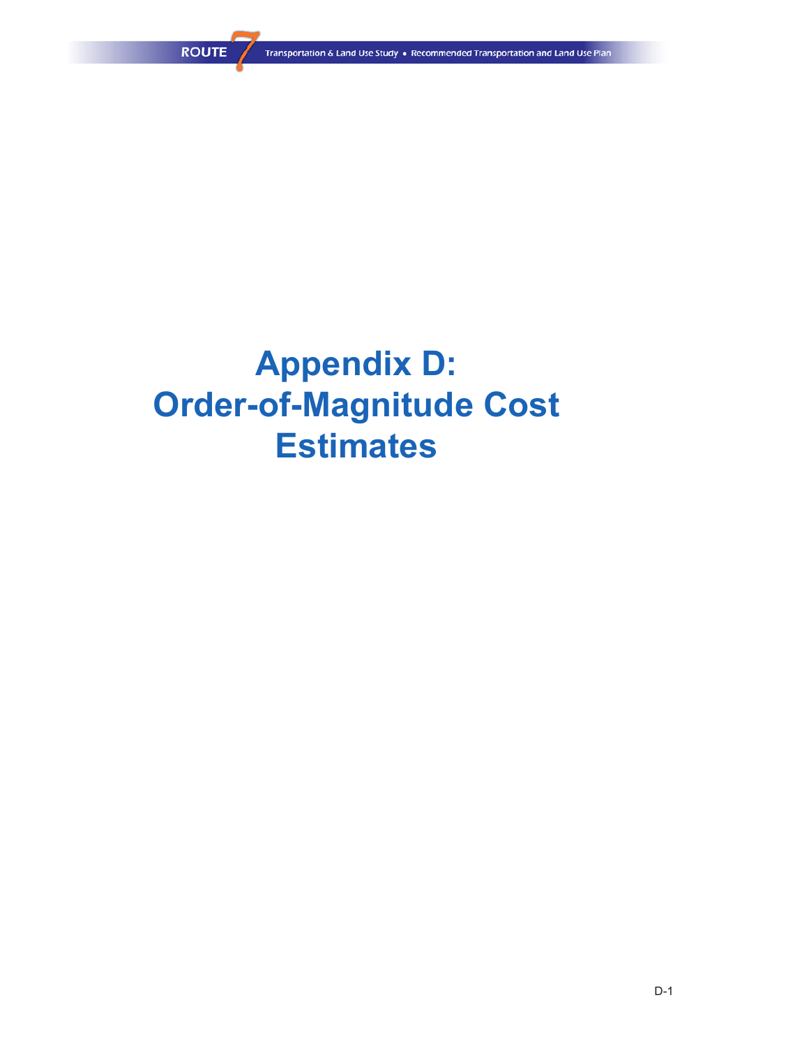# Appendix D: Order-of-Magnitude Cost Estimates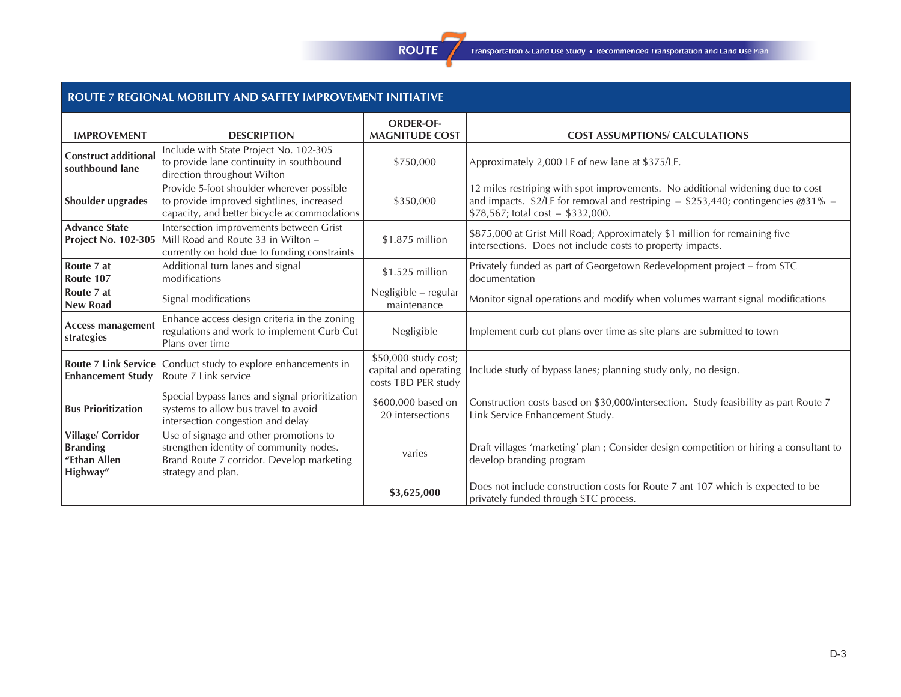## ROUTE 7 REGIONAL MOBILITY AND SAFTEY IMPROVEMENT INITIATIVE

| IMPROVEMENT | DESCRIPTION | ORDER-OF-MAGNITUDE COST | COST ASSUMPTIONS/ CALCULATIONS |
|---|---|---|---|
| **Construct additional southbound lane** | Include with State Project No. 102-305 to provide lane continuity in southbound direction throughout Wilton | $750,000 | Approximately 2,000 LF of new lane at $375/LF. |
| **Shoulder upgrades** | Provide 5-foot shoulder wherever possible to provide improved sightlines, increased capacity, and better bicycle accommodations | $350,000 | 12 miles restriping with spot improvements. No additional widening due to cost and impacts. $2/LF for removal and restriping = $253,440; contingencies @31% = $78,567; total cost = $332,000. |
| **Advance State Project No. 102-305** | Intersection improvements between Grist Mill Road and Route 33 in Wilton – currently on hold due to funding constraints | $1.875 million | $875,000 at Grist Mill Road; Approximately $1 million for remaining five intersections. Does not include costs to property impacts. |
| **Route 7 at Route 107** | Additional turn lanes and signal modifications | $1.525 million | Privately funded as part of Georgetown Redevelopment project – from STC documentation |
| **Route 7 at New Road** | Signal modifications | Negligible – regular maintenance | Monitor signal operations and modify when volumes warrant signal modifications |
| **Access management strategies** | Enhance access design criteria in the zoning regulations and work to implement Curb Cut Plans over time | Negligible | Implement curb cut plans over time as site plans are submitted to town |
| **Route 7 Link Service Enhancement Study** | Conduct study to explore enhancements in Route 7 Link service | $50,000 study cost; capital and operating costs TBD PER study | Include study of bypass lanes; planning study only, no design. |
| **Bus Prioritization** | Special bypass lanes and signal prioritization systems to allow bus travel to avoid intersection congestion and delay | $600,000 based on 20 intersections | Construction costs based on $30,000/intersection. Study feasibility as part Route 7 Link Service Enhancement Study. |
| **Village/ Corridor Branding "Ethan Allen Highway"** | Use of signage and other promotions to strengthen identity of community nodes. Brand Route 7 corridor. Develop marketing strategy and plan. | varies | Draft villages 'marketing' plan ; Consider design competition or hiring a consultant to develop branding program |
| | | **$3,625,000** | Does not include construction costs for Route 7 ant 107 which is expected to be privately funded through STC process. |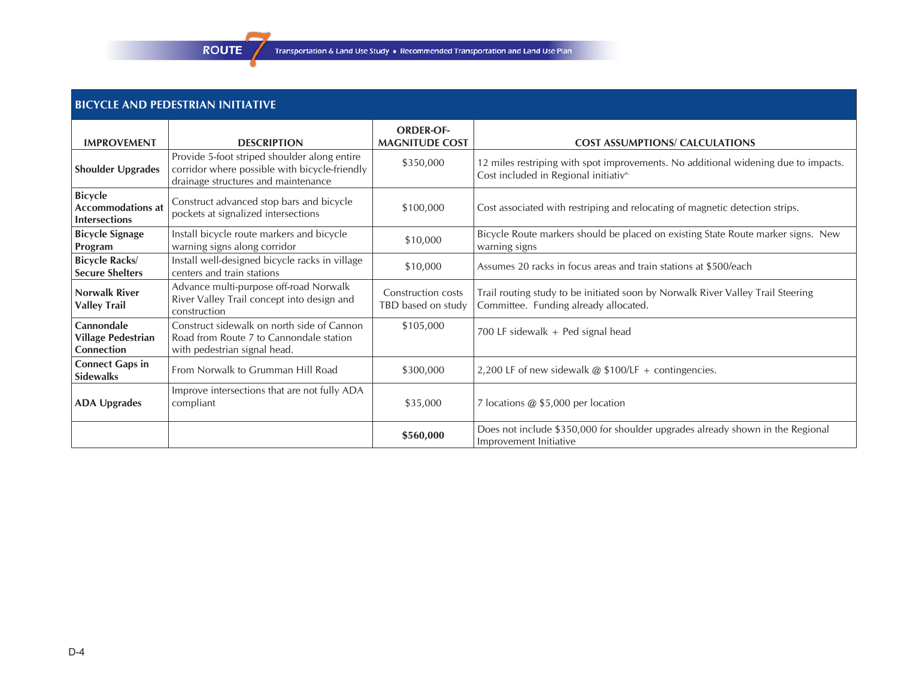## BICYCLE AND PEDESTRIAN INITIATIVE

| IMPROVEMENT | DESCRIPTION | ORDER-OF-MAGNITUDE COST | COST ASSUMPTIONS/ CALCULATIONS |
|---|---|---|---|
| **Shoulder Upgrades** | Provide 5-foot striped shoulder along entire corridor where possible with bicycle-friendly drainage structures and maintenance | $350,000 | 12 miles restriping with spot improvements. No additional widening due to impacts. Cost included in Regional initiative. |
| **Bicycle Accommodations at Intersections** | Construct advanced stop bars and bicycle pockets at signalized intersections | $100,000 | Cost associated with restriping and relocating of magnetic detection strips. |
| **Bicycle Signage Program** | Install bicycle route markers and bicycle warning signs along corridor | $10,000 | Bicycle Route markers should be placed on existing State Route marker signs. New warning signs |
| **Bicycle Racks/ Secure Shelters** | Install well-designed bicycle racks in village centers and train stations | $10,000 | Assumes 20 racks in focus areas and train stations at $500/each |
| **Norwalk River Valley Trail** | Advance multi-purpose off-road Norwalk River Valley Trail concept into design and construction | Construction costs TBD based on study | Trail routing study to be initiated soon by Norwalk River Valley Trail Steering Committee. Funding already allocated. |
| **Cannondale Village Pedestrian Connection** | Construct sidewalk on north side of Cannon Road from Route 7 to Cannondale station with pedestrian signal head. | $105,000 | 700 LF sidewalk + Ped signal head |
| **Connect Gaps in Sidewalks** | From Norwalk to Grumman Hill Road | $300,000 | 2,200 LF of new sidewalk @ $100/LF + contingencies. |
| **ADA Upgrades** | Improve intersections that are not fully ADA compliant | $35,000 | 7 locations @ $5,000 per location |
| | | **$560,000** | Does not include $350,000 for shoulder upgrades already shown in the Regional Improvement Initiative |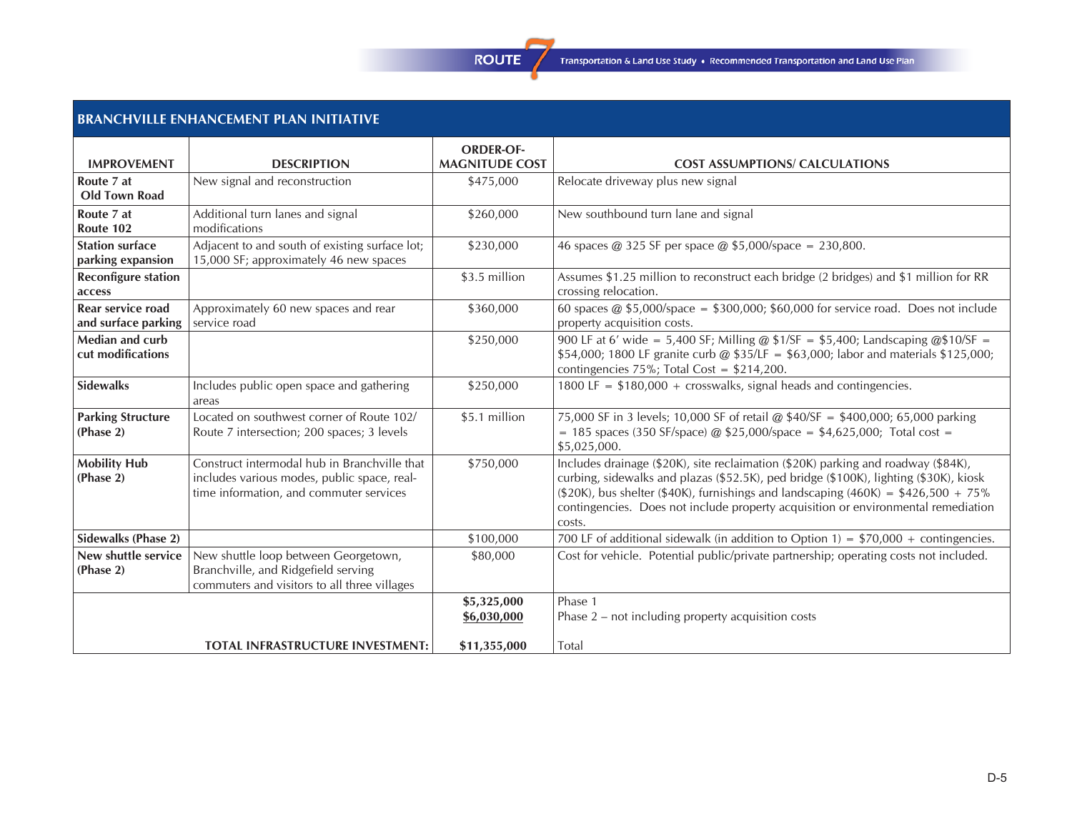## BRANCHVILLE ENHANCEMENT PLAN INITIATIVE

| IMPROVEMENT | DESCRIPTION | ORDER-OF-MAGNITUDE COST | COST ASSUMPTIONS/ CALCULATIONS |
|---|---|---|---|
| **Route 7 at Old Town Road** | New signal and reconstruction | $475,000 | Relocate driveway plus new signal |
| **Route 7 at Route 102** | Additional turn lanes and signal modifications | $260,000 | New southbound turn lane and signal |
| **Station surface parking expansion** | Adjacent to and south of existing surface lot; 15,000 SF; approximately 46 new spaces | $230,000 | 46 spaces @ 325 SF per space @ $5,000/space = 230,800. |
| **Reconfigure station access** | | $3.5 million | Assumes $1.25 million to reconstruct each bridge (2 bridges) and $1 million for RR crossing relocation. |
| **Rear service road and surface parking** | Approximately 60 new spaces and rear service road | $360,000 | 60 spaces @ $5,000/space = $300,000; $60,000 for service road. Does not include property acquisition costs. |
| **Median and curb cut modifications** | | $250,000 | 900 LF at 6' wide = 5,400 SF; Milling @ $1/SF = $5,400; Landscaping @$10/SF = $54,000; 1800 LF granite curb @ $35/LF = $63,000; labor and materials $125,000; contingencies 75%; Total Cost = $214,200. |
| **Sidewalks** | Includes public open space and gathering areas | $250,000 | 1800 LF = $180,000 + crosswalks, signal heads and contingencies. |
| **Parking Structure (Phase 2)** | Located on southwest corner of Route 102/ Route 7 intersection; 200 spaces; 3 levels | $5.1 million | 75,000 SF in 3 levels; 10,000 SF of retail @ $40/SF = $400,000; 65,000 parking = 185 spaces (350 SF/space) @ $25,000/space = $4,625,000; Total cost = $5,025,000. |
| **Mobility Hub (Phase 2)** | Construct intermodal hub in Branchville that includes various modes, public space, real-time information, and commuter services | $750,000 | Includes drainage ($20K), site reclaimation ($20K) parking and roadway ($84K), curbing, sidewalks and plazas ($52.5K), ped bridge ($100K), lighting ($30K), kiosk ($20K), bus shelter ($40K), furnishings and landscaping (460K) = $426,500 + 75% contingencies. Does not include property acquisition or environmental remediation costs. |
| **Sidewalks (Phase 2)** | | $100,000 | 700 LF of additional sidewalk (in addition to Option 1) = $70,000 + contingencies. |
| **New shuttle service (Phase 2)** | New shuttle loop between Georgetown, Branchville, and Ridgefield serving commuters and visitors to all three villages | $80,000 | Cost for vehicle. Potential public/private partnership; operating costs not included. |
| | | **$5,325,000** | Phase 1 |
| | | **$6,030,000** | Phase 2 – not including property acquisition costs |
| | **TOTAL INFRASTRUCTURE INVESTMENT:** | **$11,355,000** | Total |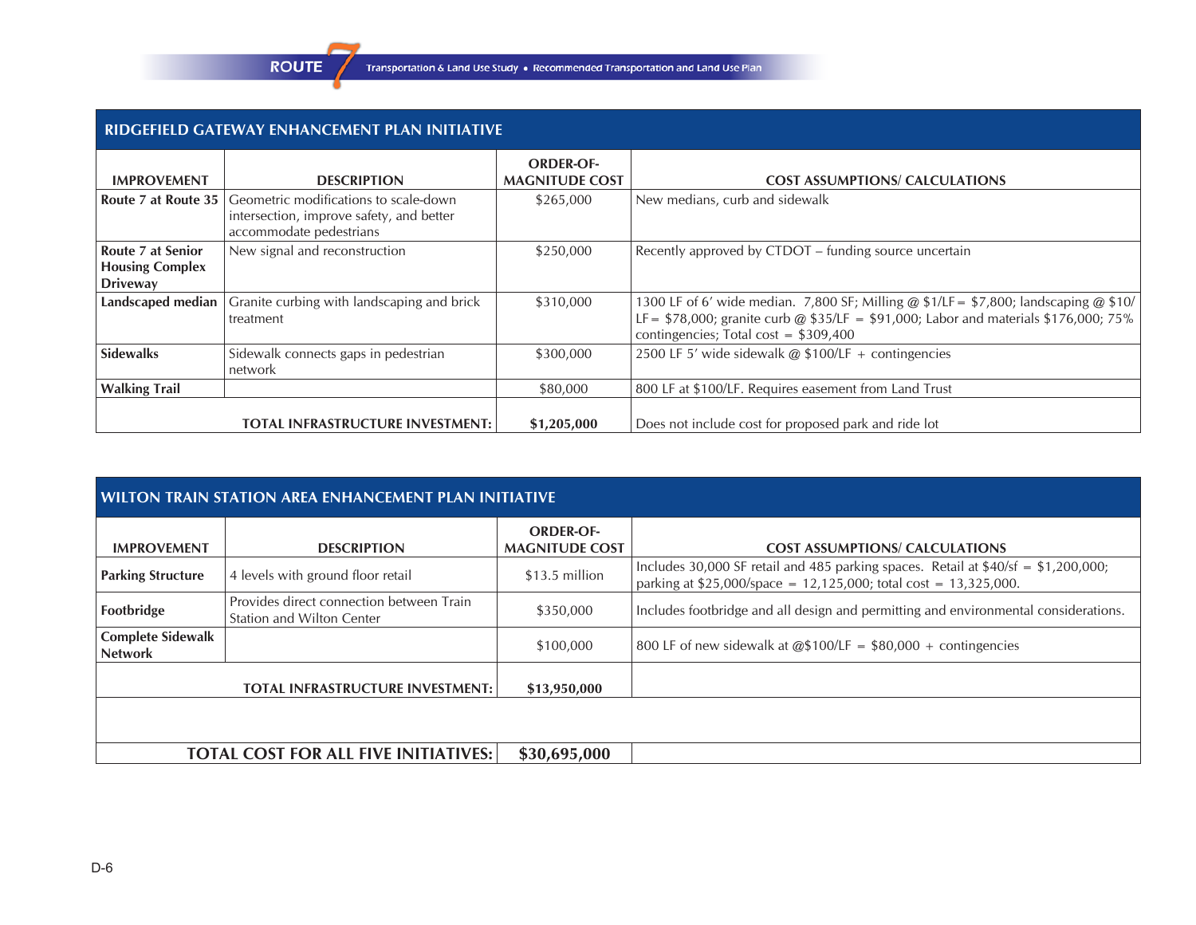## RIDGEFIELD GATEWAY ENHANCEMENT PLAN INITIATIVE

| IMPROVEMENT | DESCRIPTION | ORDER-OF-MAGNITUDE COST | COST ASSUMPTIONS/ CALCULATIONS |
|---|---|---|---|
| **Route 7 at Route 35** | Geometric modifications to scale-down intersection, improve safety, and better accommodate pedestrians | $265,000 | New medians, curb and sidewalk |
| **Route 7 at Senior Housing Complex Driveway** | New signal and reconstruction | $250,000 | Recently approved by CTDOT – funding source uncertain |
| **Landscaped median** | Granite curbing with landscaping and brick treatment | $310,000 | 1300 LF of 6' wide median. 7,800 SF; Milling @ $1/LF= $7,800; landscaping @ $10/LF= $78,000; granite curb @ $35/LF = $91,000; Labor and materials $176,000; 75% contingencies; Total cost = $309,400 |
| **Sidewalks** | Sidewalk connects gaps in pedestrian network | $300,000 | 2500 LF 5' wide sidewalk @ $100/LF + contingencies |
| **Walking Trail** | | $80,000 | 800 LF at $100/LF. Requires easement from Land Trust |
| | **TOTAL INFRASTRUCTURE INVESTMENT:** | **$1,205,000** | Does not include cost for proposed park and ride lot |

## WILTON TRAIN STATION AREA ENHANCEMENT PLAN INITIATIVE

| IMPROVEMENT | DESCRIPTION | ORDER-OF-MAGNITUDE COST | COST ASSUMPTIONS/ CALCULATIONS |
|---|---|---|---|
| **Parking Structure** | 4 levels with ground floor retail | $13.5 million | Includes 30,000 SF retail and 485 parking spaces. Retail at $40/sf = $1,200,000; parking at $25,000/space = 12,125,000; total cost = 13,325,000. |
| **Footbridge** | Provides direct connection between Train Station and Wilton Center | $350,000 | Includes footbridge and all design and permitting and environmental considerations. |
| **Complete Sidewalk Network** | | $100,000 | 800 LF of new sidewalk at @$100/LF = $80,000 + contingencies |
| | **TOTAL INFRASTRUCTURE INVESTMENT:** | **$13,950,000** | |
| | | | |
| | **TOTAL COST FOR ALL FIVE INITIATIVES:** | **$30,695,000** | |